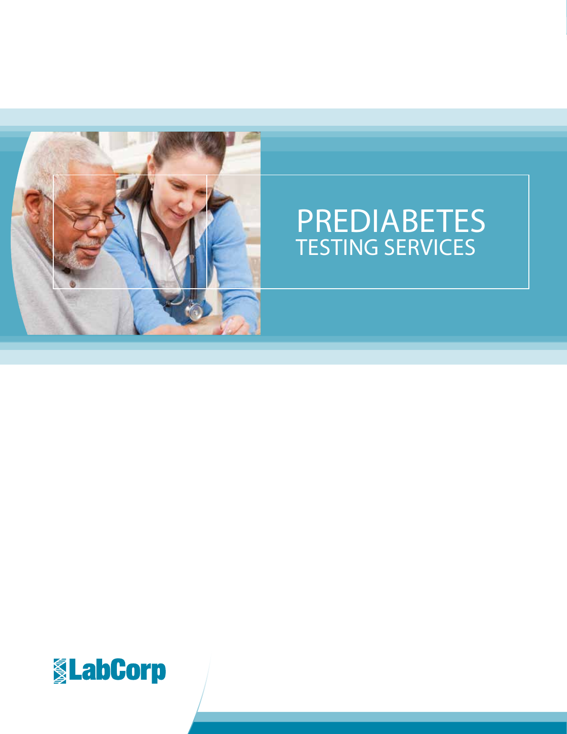# PREDIABETES
## TESTING SERVICES

LabCorp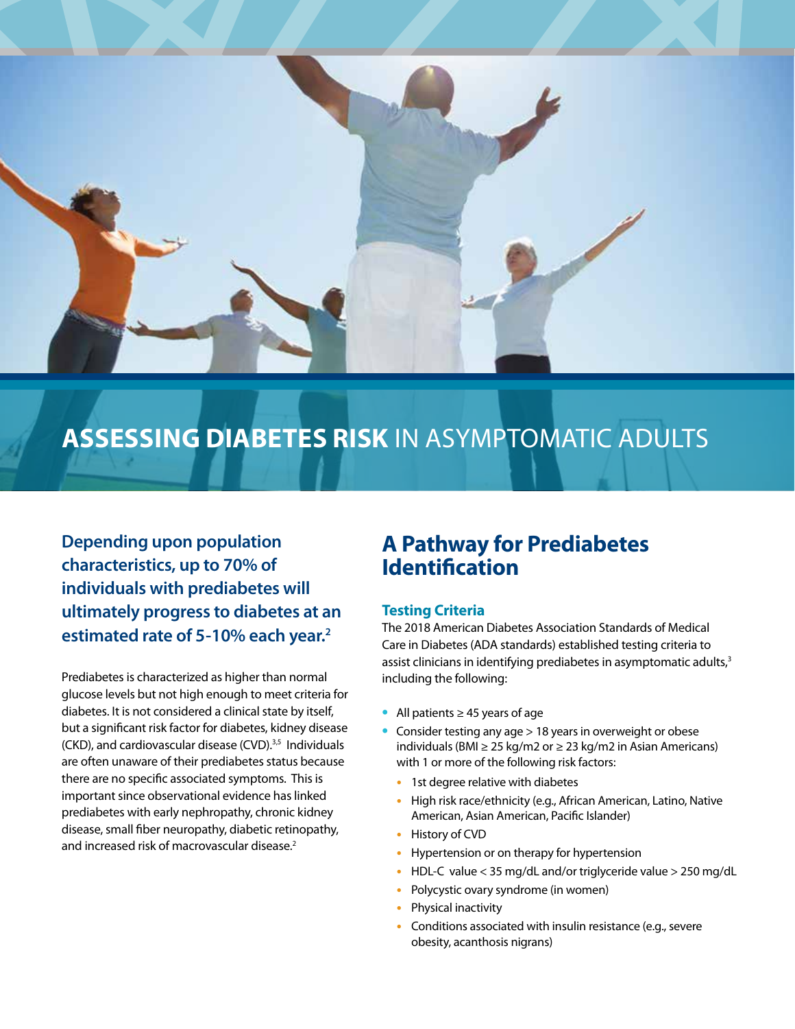# **ASSESSING DIABETES RISK** IN ASYMPTOMATIC ADULTS

**Depending upon population characteristics, up to 70% of individuals with prediabetes will ultimately progress to diabetes at an estimated rate of 5-10% each year.**[2]

Prediabetes is characterized as higher than normal glucose levels but not high enough to meet criteria for diabetes. It is not considered a clinical state by itself, but a significant risk factor for diabetes, kidney disease (CKD), and cardiovascular disease (CVD).[3,5] Individuals are often unaware of their prediabetes status because there are no specific associated symptoms. This is important since observational evidence has linked prediabetes with early nephropathy, chronic kidney disease, small fiber neuropathy, diabetic retinopathy, and increased risk of macrovascular disease.[2]

## A Pathway for Prediabetes Identification

### Testing Criteria

The 2018 American Diabetes Association Standards of Medical Care in Diabetes (ADA standards) established testing criteria to assist clinicians in identifying prediabetes in asymptomatic adults,[3] including the following:

- All patients ≥ 45 years of age
- Consider testing any age > 18 years in overweight or obese individuals (BMI ≥ 25 kg/m2 or ≥ 23 kg/m2 in Asian Americans) with 1 or more of the following risk factors:
  - 1st degree relative with diabetes
  - High risk race/ethnicity (e.g., African American, Latino, Native American, Asian American, Pacific Islander)
  - History of CVD
  - Hypertension or on therapy for hypertension
  - HDL-C value < 35 mg/dL and/or triglyceride value > 250 mg/dL
  - Polycystic ovary syndrome (in women)
  - Physical inactivity
  - Conditions associated with insulin resistance (e.g., severe obesity, acanthosis nigrans)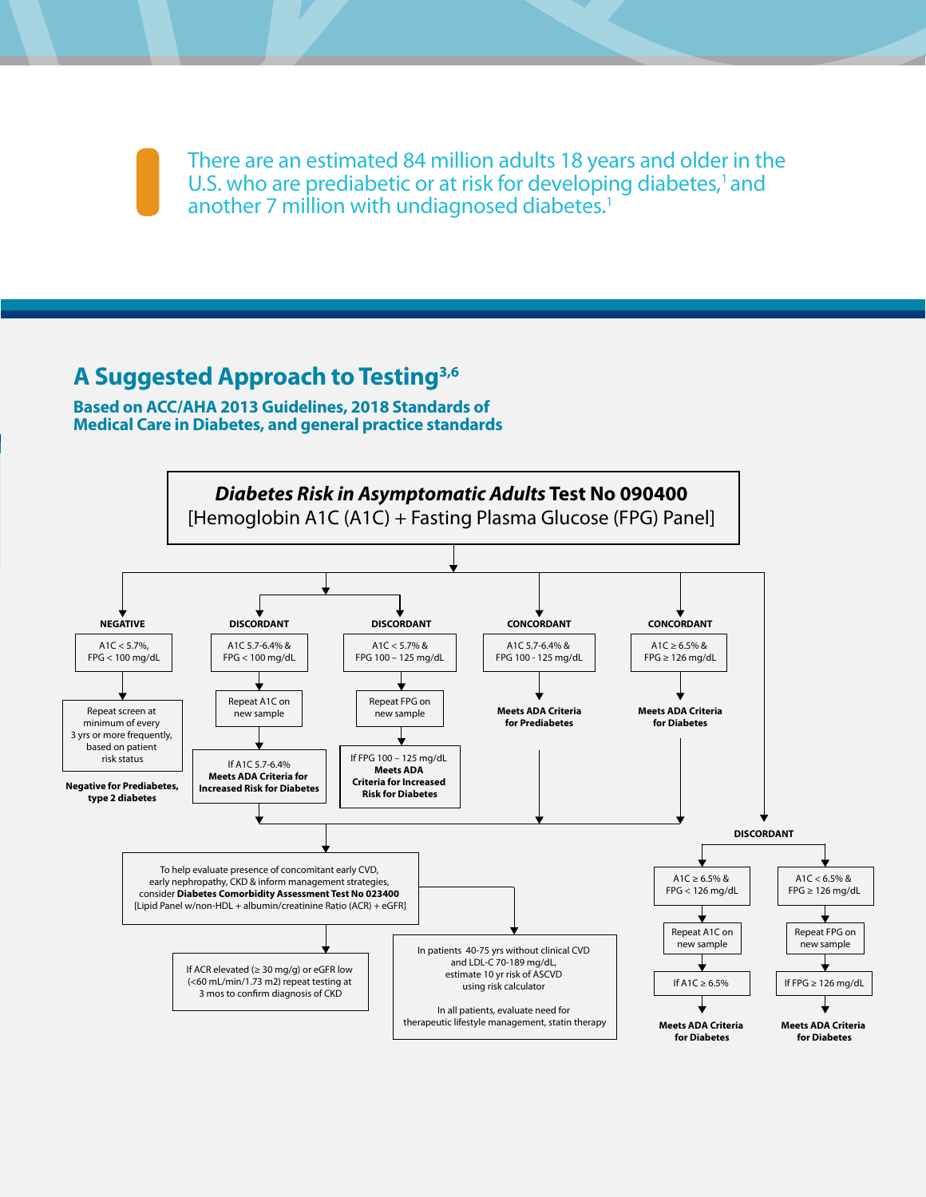There are an estimated 84 million adults 18 years and older in the U.S. who are prediabetic or at risk for developing diabetes,[1] and another 7 million with undiagnosed diabetes.[1]

## A Suggested Approach to Testing[3,6]

### Based on ACC/AHA 2013 Guidelines, 2018 Standards of Medical Care in Diabetes, and general practice standards

***Diabetes Risk in Asymptomatic Adults*** **Test No 090400**
[Hemoglobin A1C (A1C) + Fasting Plasma Glucose (FPG) Panel]

**NEGATIVE**

A1C < 5.7%, FPG < 100 mg/dL

Repeat screen at minimum of every 3 yrs or more frequently, based on patient risk status

**Negative for Prediabetes, type 2 diabetes**

**DISCORDANT**

A1C 5.7-6.4% & FPG < 100 mg/dL

Repeat A1C on new sample

If A1C 5.7-6.4% **Meets ADA Criteria for Increased Risk for Diabetes**

**DISCORDANT**

A1C < 5.7% & FPG 100 – 125 mg/dL

Repeat FPG on new sample

If FPG 100 – 125 mg/dL **Meets ADA Criteria for Increased Risk for Diabetes**

**CONCORDANT**

A1C 5.7-6.4% & FPG 100 - 125 mg/dL

**Meets ADA Criteria for Prediabetes**

**CONCORDANT**

A1C ≥ 6.5% & FPG ≥ 126 mg/dL

**Meets ADA Criteria for Diabetes**

To help evaluate presence of concomitant early CVD, early nephropathy, CKD & inform management strategies, consider **Diabetes Comorbidity Assessment Test No 023400** [Lipid Panel w/non-HDL + albumin/creatinine Ratio (ACR) + eGFR]

If ACR elevated (≥ 30 mg/g) or eGFR low (<60 mL/min/1.73 m2) repeat testing at 3 mos to confirm diagnosis of CKD

In patients 40-75 yrs without clinical CVD and LDL-C 70-189 mg/dL, estimate 10 yr risk of ASCVD using risk calculator

In all patients, evaluate need for therapeutic lifestyle management, statin therapy

**DISCORDANT**

A1C ≥ 6.5% & FPG < 126 mg/dL

Repeat A1C on new sample

If A1C ≥ 6.5%

**Meets ADA Criteria for Diabetes**

A1C < 6.5% & FPG ≥ 126 mg/dL

Repeat FPG on new sample

If FPG ≥ 126 mg/dL

**Meets ADA Criteria for Diabetes**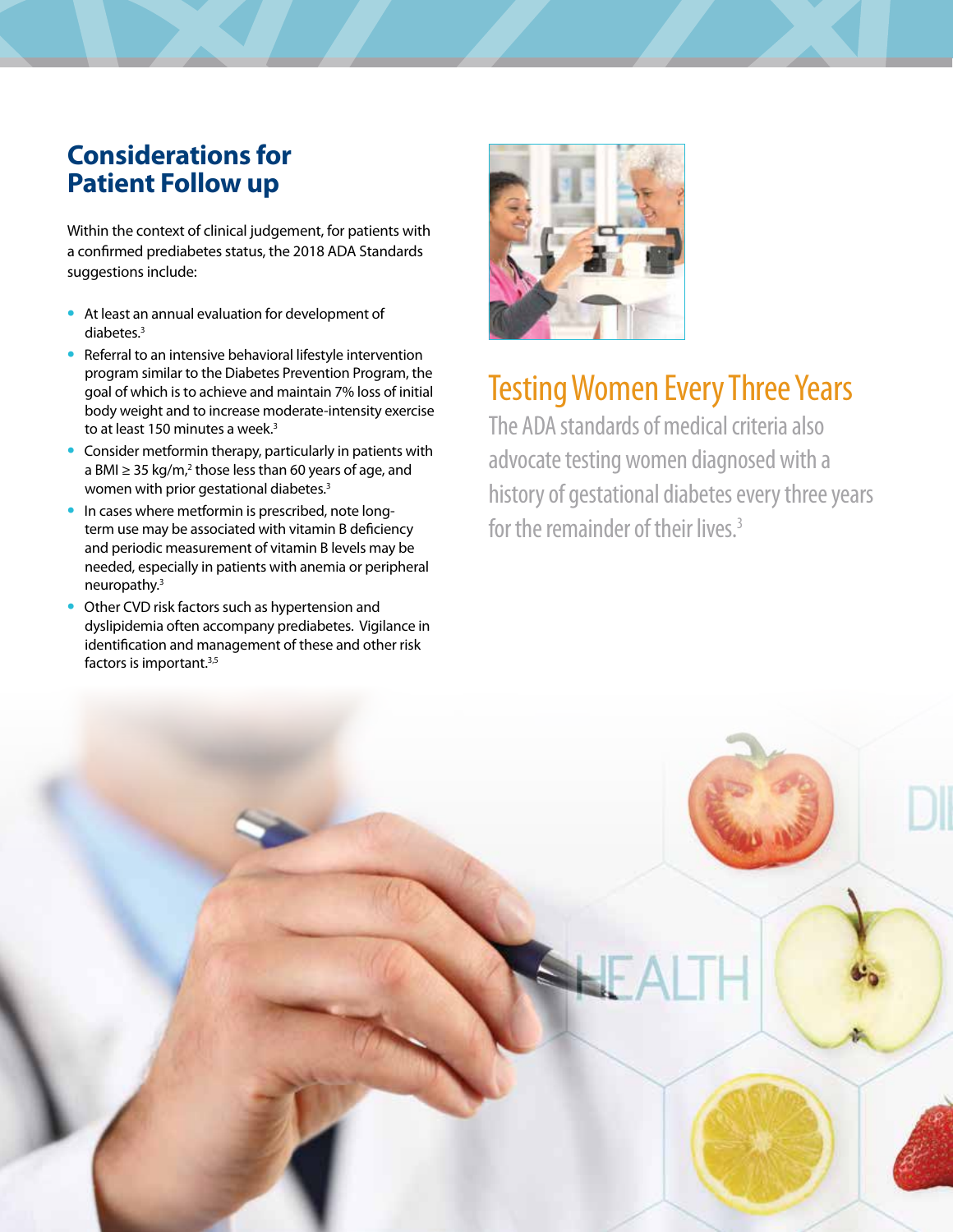## Considerations for Patient Follow up

Within the context of clinical judgement, for patients with a confirmed prediabetes status, the 2018 ADA Standards suggestions include:

- At least an annual evaluation for development of diabetes.[3]
- Referral to an intensive behavioral lifestyle intervention program similar to the Diabetes Prevention Program, the goal of which is to achieve and maintain 7% loss of initial body weight and to increase moderate-intensity exercise to at least 150 minutes a week.[3]
- Consider metformin therapy, particularly in patients with a BMI ≥ 35 $kg/m^2$, those less than 60 years of age, and women with prior gestational diabetes.[3]
- In cases where metformin is prescribed, note long-term use may be associated with vitamin B deficiency and periodic measurement of vitamin B levels may be needed, especially in patients with anemia or peripheral neuropathy.[3]
- Other CVD risk factors such as hypertension and dyslipidemia often accompany prediabetes. Vigilance in identification and management of these and other risk factors is important.[3,5]

## Testing Women Every Three Years

The ADA standards of medical criteria also advocate testing women diagnosed with a history of gestational diabetes every three years for the remainder of their lives.[3]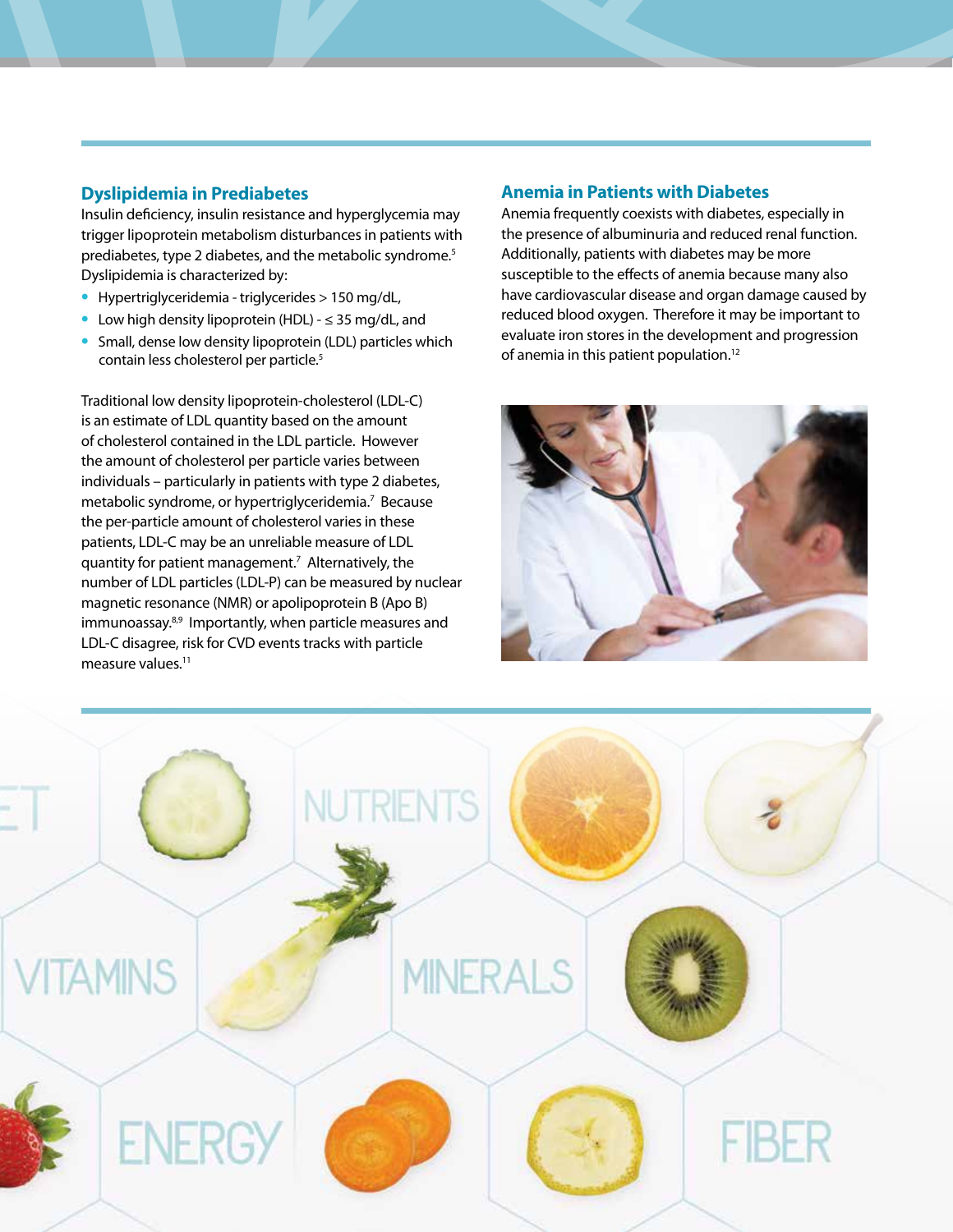## Dyslipidemia in Prediabetes

Insulin deficiency, insulin resistance and hyperglycemia may trigger lipoprotein metabolism disturbances in patients with prediabetes, type 2 diabetes, and the metabolic syndrome.[5] Dyslipidemia is characterized by:

- Hypertriglyceridemia - triglycerides > 150 mg/dL,
- Low high density lipoprotein (HDL) - ≤ 35 mg/dL, and
- Small, dense low density lipoprotein (LDL) particles which contain less cholesterol per particle.[5]

Traditional low density lipoprotein-cholesterol (LDL-C) is an estimate of LDL quantity based on the amount of cholesterol contained in the LDL particle. However the amount of cholesterol per particle varies between individuals – particularly in patients with type 2 diabetes, metabolic syndrome, or hypertriglyceridemia.[7] Because the per-particle amount of cholesterol varies in these patients, LDL-C may be an unreliable measure of LDL quantity for patient management.[7] Alternatively, the number of LDL particles (LDL-P) can be measured by nuclear magnetic resonance (NMR) or apolipoprotein B (Apo B) immunoassay.[8,9] Importantly, when particle measures and LDL-C disagree, risk for CVD events tracks with particle measure values.[11]

## Anemia in Patients with Diabetes

Anemia frequently coexists with diabetes, especially in the presence of albuminuria and reduced renal function. Additionally, patients with diabetes may be more susceptible to the effects of anemia because many also have cardiovascular disease and organ damage caused by reduced blood oxygen. Therefore it may be important to evaluate iron stores in the development and progression of anemia in this patient population.[12]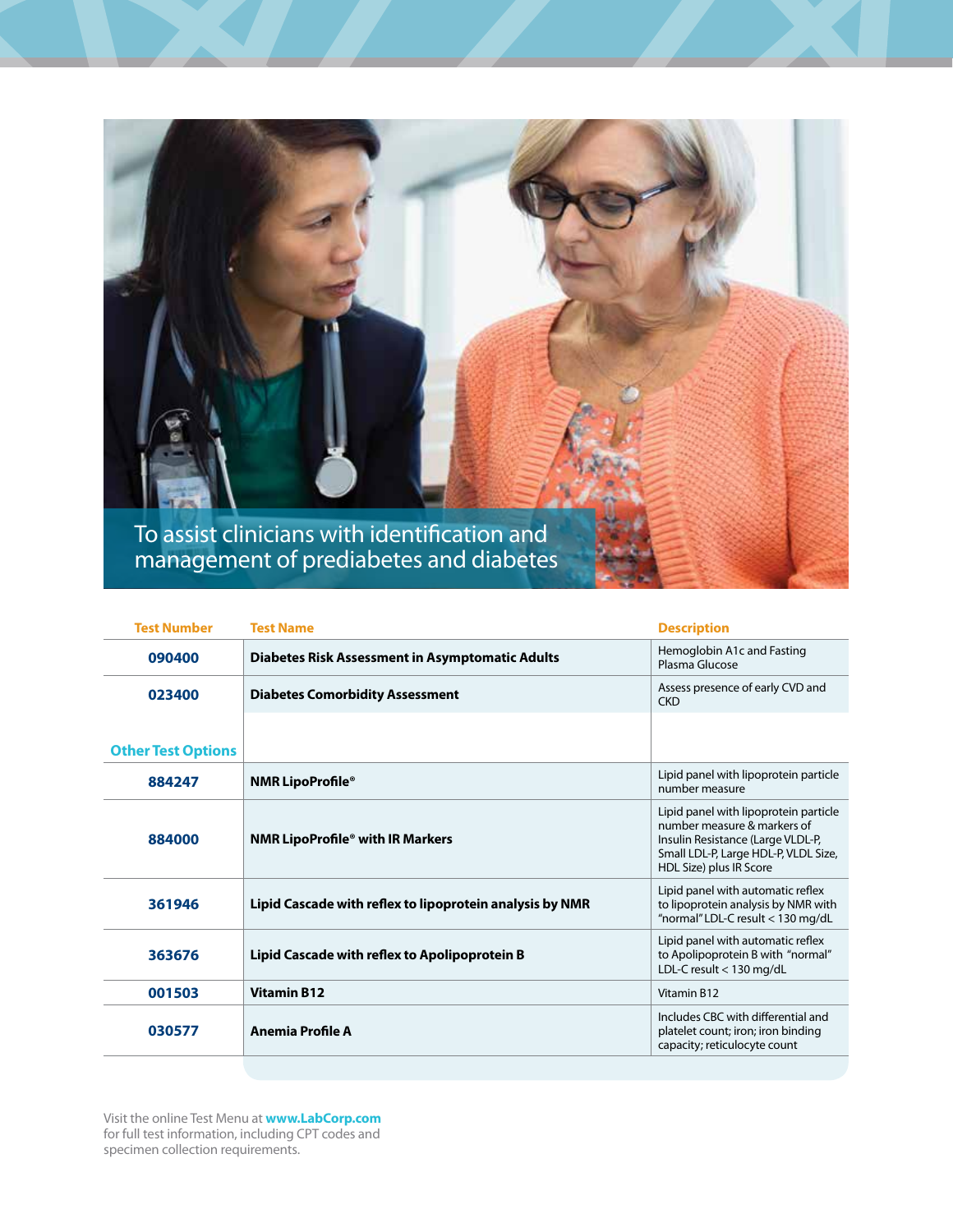## To assist clinicians with identification and management of prediabetes and diabetes

| Test Number | Test Name | Description |
|---|---|---|
| 090400 | **Diabetes Risk Assessment in Asymptomatic Adults** | Hemoglobin A1c and Fasting Plasma Glucose |
| 023400 | **Diabetes Comorbidity Assessment** | Assess presence of early CVD and CKD |
| **Other Test Options** | | |
| 884247 | **NMR LipoProfile®** | Lipid panel with lipoprotein particle number measure |
| 884000 | **NMR LipoProfile® with IR Markers** | Lipid panel with lipoprotein particle number measure & markers of Insulin Resistance (Large VLDL-P, Small LDL-P, Large HDL-P, VLDL Size, HDL Size) plus IR Score |
| 361946 | **Lipid Cascade with reflex to lipoprotein analysis by NMR** | Lipid panel with automatic reflex to lipoprotein analysis by NMR with "normal" LDL-C result < 130 mg/dL |
| 363676 | **Lipid Cascade with reflex to Apolipoprotein B** | Lipid panel with automatic reflex to Apolipoprotein B with "normal" LDL-C result < 130 mg/dL |
| 001503 | **Vitamin B12** | Vitamin B12 |
| 030577 | **Anemia Profile A** | Includes CBC with differential and platelet count; iron; iron binding capacity; reticulocyte count |

Visit the online Test Menu at **www.LabCorp.com** for full test information, including CPT codes and specimen collection requirements.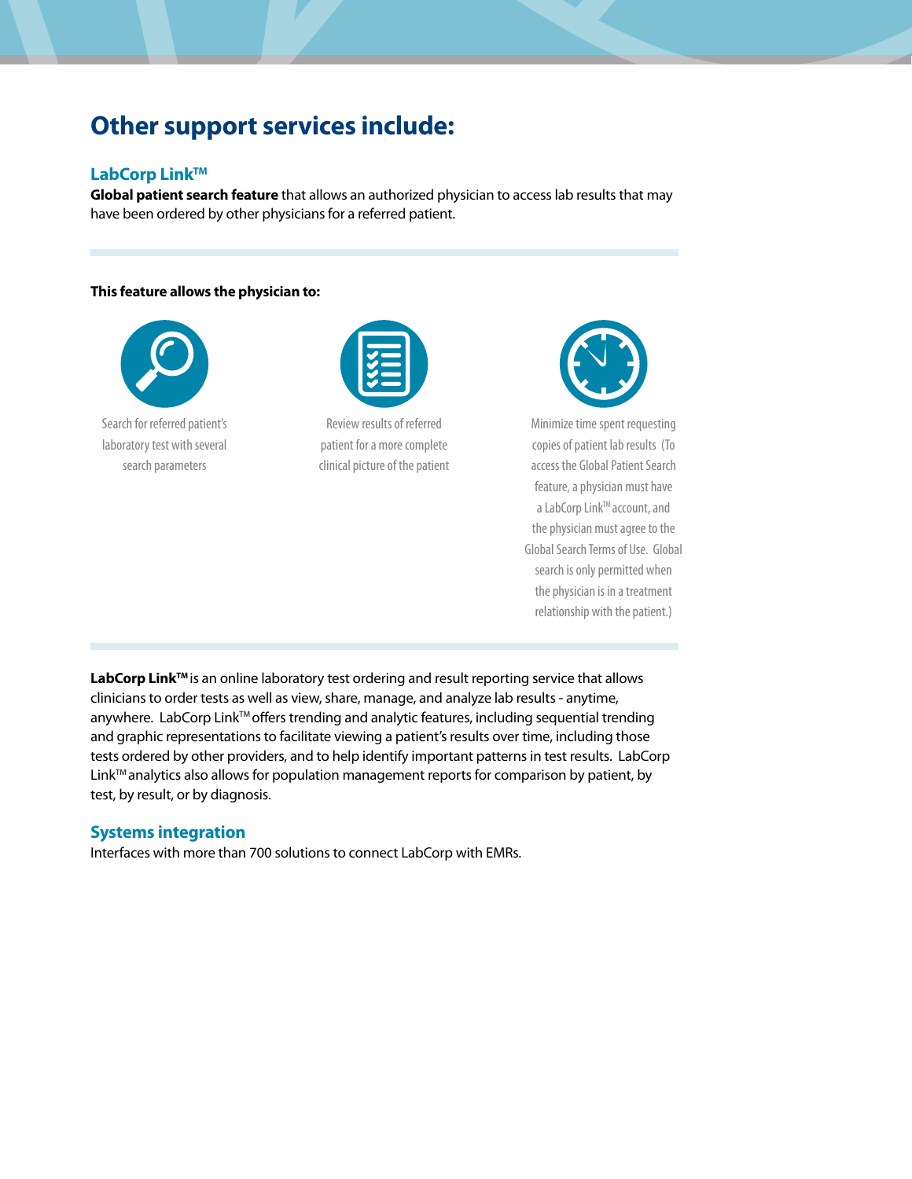## Other support services include:

### LabCorp Link™

**Global patient search feature** that allows an authorized physician to access lab results that may have been ordered by other physicians for a referred patient.

**This feature allows the physician to:**

- Search for referred patient's laboratory test with several search parameters
- Review results of referred patient for a more complete clinical picture of the patient
- Minimize time spent requesting copies of patient lab results (To access the Global Patient Search feature, a physician must have a LabCorp Link™ account, and the physician must agree to the Global Search Terms of Use. Global search is only permitted when the physician is in a treatment relationship with the patient.)

**LabCorp Link™** is an online laboratory test ordering and result reporting service that allows clinicians to order tests as well as view, share, manage, and analyze lab results - anytime, anywhere. LabCorp Link™ offers trending and analytic features, including sequential trending and graphic representations to facilitate viewing a patient's results over time, including those tests ordered by other providers, and to help identify important patterns in test results. LabCorp Link™ analytics also allows for population management reports for comparison by patient, by test, by result, or by diagnosis.

### Systems integration

Interfaces with more than 700 solutions to connect LabCorp with EMRs.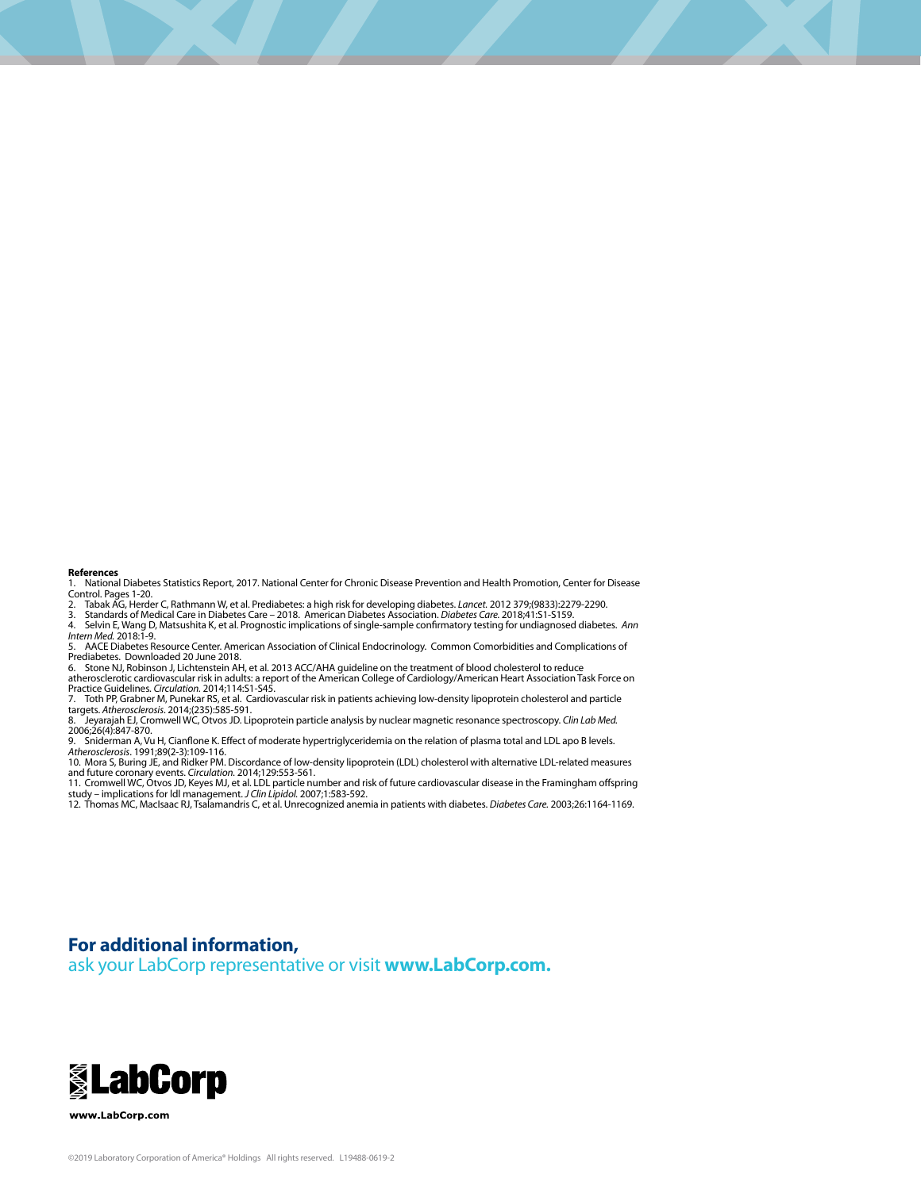**References**

1. National Diabetes Statistics Report, 2017. National Center for Chronic Disease Prevention and Health Promotion, Center for Disease Control. Pages 1-20.
2. Tabak AG, Herder C, Rathmann W, et al. Prediabetes: a high risk for developing diabetes. *Lancet.* 2012 379;(9833):2279-2290.
3. Standards of Medical Care in Diabetes Care – 2018. American Diabetes Association. *Diabetes Care.* 2018;41:S1-S159.
4. Selvin E, Wang D, Matsushita K, et al. Prognostic implications of single-sample confirmatory testing for undiagnosed diabetes. *Ann Intern Med.* 2018:1-9.
5. AACE Diabetes Resource Center. American Association of Clinical Endocrinology. Common Comorbidities and Complications of Prediabetes. Downloaded 20 June 2018.
6. Stone NJ, Robinson J, Lichtenstein AH, et al. 2013 ACC/AHA guideline on the treatment of blood cholesterol to reduce atherosclerotic cardiovascular risk in adults: a report of the American College of Cardiology/American Heart Association Task Force on Practice Guidelines. *Circulation.* 2014;114:S1-S45.
7. Toth PP, Grabner M, Punekar RS, et al. Cardiovascular risk in patients achieving low-density lipoprotein cholesterol and particle targets. *Atherosclerosis*. 2014;(235):585-591.
8. Jeyarajah EJ, Cromwell WC, Otvos JD. Lipoprotein particle analysis by nuclear magnetic resonance spectroscopy. *Clin Lab Med.* 2006;26(4):847-870.
9. Sniderman A, Vu H, Cianflone K. Effect of moderate hypertriglyceridemia on the relation of plasma total and LDL apo B levels. *Atherosclerosis*. 1991;89(2-3):109-116.
10. Mora S, Buring JE, and Ridker PM. Discordance of low-density lipoprotein (LDL) cholesterol with alternative LDL-related measures and future coronary events. *Circulation.* 2014;129:553-561.
11. Cromwell WC, Otvos JD, Keyes MJ, et al. LDL particle number and risk of future cardiovascular disease in the Framingham offspring study – implications for ldl management. *J Clin Lipidol.* 2007;1:583-592.
12. Thomas MC, MacIsaac RJ, Tsalamandris C, et al. Unrecognized anemia in patients with diabetes. *Diabetes Care.* 2003;26:1164-1169.

**For additional information,**
ask your LabCorp representative or visit **www.LabCorp.com.**

LabCorp

**www.LabCorp.com**

©2019 Laboratory Corporation of America® Holdings All rights reserved. L19488-0619-2